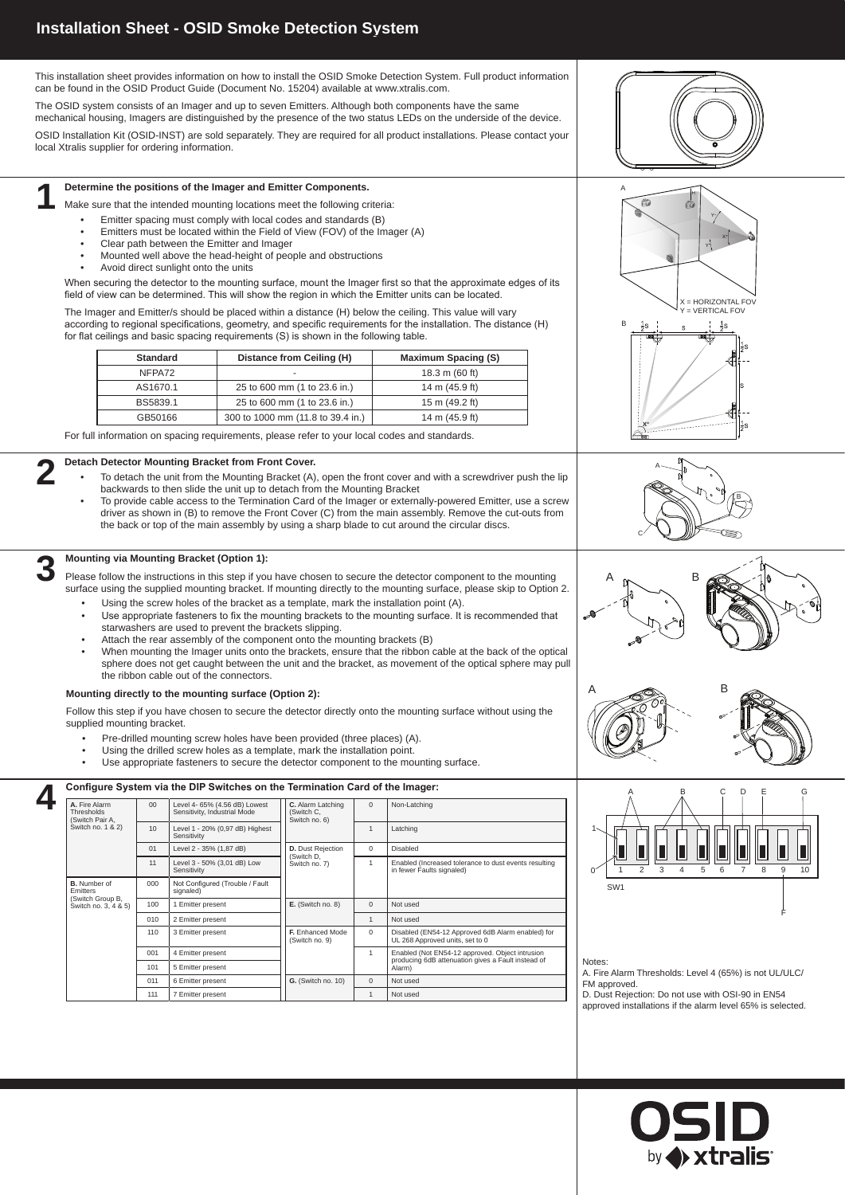# Installation Sheet - OSID Smoke Detection System

This installation sheet provides information on how to install the OSID Smoke Detection System. Full product information can be found in the OSID Product Guide (Document No. 15204) available at www.xtralis.com.

The OSID system consists of an Imager and up to seven Emitters. Although both components have the same mechanical housing, Imagers are distinguished by the presence of the two status LEDs on the underside of the device.

OSID Installation Kit (OSID-INST) are sold separately. They are required for all product installations. Please contact your local Xtralis supplier for ordering information.

## 1 Determine the positions of the Imager and Emitter Components.

Make sure that the intended mounting locations meet the following criteria:

- Emitter spacing must comply with local codes and standards (B)
- Emitters must be located within the Field of View (FOV) of the Imager (A)
- Clear path between the Emitter and Imager
- Mounted well above the head-height of people and obstructions
- Avoid direct sunlight onto the units

When securing the detector to the mounting surface, mount the Imager first so that the approximate edges of its field of view can be determined. This will show the region in which the Emitter units can be located.

The Imager and Emitter/s should be placed within a distance (H) below the ceiling. This value will vary according to regional specifications, geometry, and specific requirements for the installation. The distance (H) for flat ceilings and basic spacing requirements (S) is shown in the following table.

| Standard | Distance from Ceiling (H) | Maximum Spacing (S) |
|---|---|---|
| NFPA72 | - | 18.3 m (60 ft) |
| AS1670.1 | 25 to 600 mm (1 to 23.6 in.) | 14 m (45.9 ft) |
| BS5839.1 | 25 to 600 mm (1 to 23.6 in.) | 15 m (49.2 ft) |
| GB50166 | 300 to 1000 mm (11.8 to 39.4 in.) | 14 m (45.9 ft) |

For full information on spacing requirements, please refer to your local codes and standards.

X = HORIZONTAL FOV
Y = VERTICAL FOV

## 2 Detach Detector Mounting Bracket from Front Cover.

- To detach the unit from the Mounting Bracket (A), open the front cover and with a screwdriver push the lip backwards to then slide the unit up to detach from the Mounting Bracket
- To provide cable access to the Termination Card of the Imager or externally-powered Emitter, use a screw driver as shown in (B) to remove the Front Cover (C) from the main assembly. Remove the cut-outs from the back or top of the main assembly by using a sharp blade to cut around the circular discs.

## 3 Mounting via Mounting Bracket (Option 1):

Please follow the instructions in this step if you have chosen to secure the detector component to the mounting surface using the supplied mounting bracket. If mounting directly to the mounting surface, please skip to Option 2.

- Using the screw holes of the bracket as a template, mark the installation point (A).
- Use appropriate fasteners to fix the mounting brackets to the mounting surface. It is recommended that starwashers are used to prevent the brackets slipping.
- Attach the rear assembly of the component onto the mounting brackets (B)
- When mounting the Imager units onto the brackets, ensure that the ribbon cable at the back of the optical sphere does not get caught between the unit and the bracket, as movement of the optical sphere may pull the ribbon cable out of the connectors.

### Mounting directly to the mounting surface (Option 2):

Follow this step if you have chosen to secure the detector directly onto the mounting surface without using the supplied mounting bracket.

- Pre-drilled mounting screw holes have been provided (three places) (A).
- Using the drilled screw holes as a template, mark the installation point.
- Use appropriate fasteners to secure the detector component to the mounting surface.

## 4 Configure System via the DIP Switches on the Termination Card of the Imager:

| | | | | | |
|---|---|---|---|---|---|
| **A.** Fire Alarm Thresholds (Switch Pair A, Switch no. 1 & 2) | 00 | Level 4- 65% (4.56 dB) Lowest Sensitivity, Industrial Mode | **C.** Alarm Latching (Switch C, Switch no. 6) | 0 | Non-Latching |
| | 10 | Level 1 - 20% (0,97 dB) Highest Sensitivity | | 1 | Latching |
| | 01 | Level 2 - 35% (1,87 dB) | **D.** Dust Rejection (Switch D, Switch no. 7) | 0 | Disabled |
| | 11 | Level 3 - 50% (3,01 dB) Low Sensitivity | | 1 | Enabled (Increased tolerance to dust events resulting in fewer Faults signaled) |
| **B.** Number of Emitters (Switch Group B, Switch no. 3, 4 & 5) | 000 | Not Configured (Trouble / Fault signaled) | | | |
| | 100 | 1 Emitter present | **E.** (Switch no. 8) | 0 | Not used |
| | 010 | 2 Emitter present | | 1 | Not used |
| | 110 | 3 Emitter present | **F.** Enhanced Mode (Switch no. 9) | 0 | Disabled (EN54-12 Approved 6dB Alarm enabled) for UL 268 Approved units, set to 0 |
| | 001 | 4 Emitter present | | 1 | Enabled (Not EN54-12 approved. Object intrusion producing 6dB attenuation gives a Fault instead of Alarm) |
| | 101 | 5 Emitter present | | | |
| | 011 | 6 Emitter present | **G.** (Switch no. 10) | 0 | Not used |
| | 111 | 7 Emitter present | | 1 | Not used |

Notes:
A. Fire Alarm Thresholds: Level 4 (65%) is not UL/ULC/FM approved.
D. Dust Rejection: Do not use with OSI-90 in EN54 approved installations if the alarm level 65% is selected.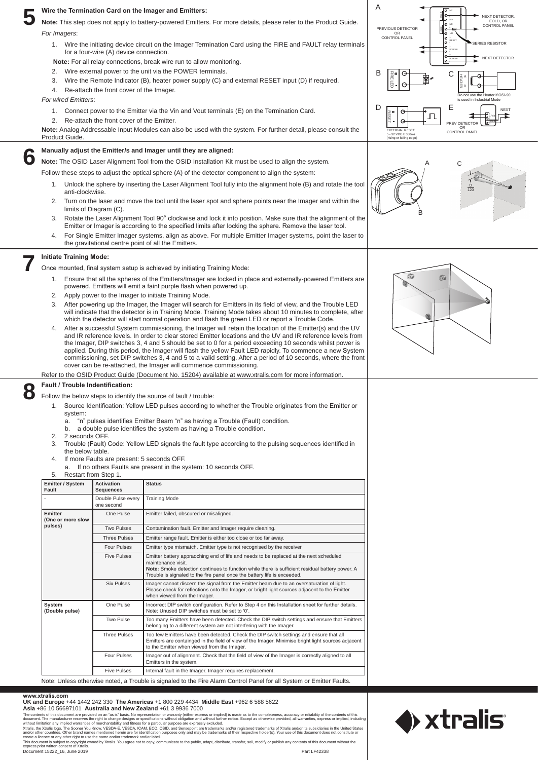## 5 Wire the Termination Card on the Imager and Emitters:

**Note:** This step does not apply to battery-powered Emitters. For more details, please refer to the Product Guide.

*For Imagers*:

1. Wire the initiating device circuit on the Imager Termination Card using the FIRE and FAULT relay terminals for a four-wire (A) device connection.

**Note:** For all relay connections, break wire run to allow monitoring.

2. Wire external power to the unit via the POWER terminals.
3. Wire the Remote Indicator (B), heater power supply (C) and external RESET input (D) if required.
4. Re-attach the front cover of the Imager.

*For wired Emitters*:

1. Connect power to the Emitter via the Vin and Vout terminals (E) on the Termination Card.
2. Re-attach the front cover of the Emitter.

**Note:** Analog Addressable Input Modules can also be used with the system. For further detail, please consult the Product Guide.

A

PREVIOUS DETECTOR OR CONTROL PANEL

NEXT DETECTOR, EOLD, OR CONTROL PANEL

SERIES RESISTOR

NEXT DETECTOR

B

FIRE LED

C

HEATER

Do not use the Heater if OSI-90 is used in Industrial Mode

D

RESET

EXTERNAL RESET
5 - 32 VDC ≥ 350ms
(rising or falling edge)

E

NEXT

PREV DETECTOR OR CONTROL PANEL

## 6 Manually adjust the Emitter/s and Imager until they are aligned:

**Note:** The OSID Laser Alignment Tool from the OSID Installation Kit must be used to align the system.

Follow these steps to adjust the optical sphere (A) of the detector component to align the system:

1. Unlock the sphere by inserting the Laser Alignment Tool fully into the alignment hole (B) and rotate the tool anti-clockwise.
2. Turn on the laser and move the tool until the laser spot and sphere points near the Imager and within the limits of Diagram (C).
3. Rotate the Laser Alignment Tool 90° clockwise and lock it into position. Make sure that the alignment of the Emitter or Imager is according to the specified limits after locking the sphere. Remove the laser tool.
4. For Single Emitter Imager systems, align as above. For multiple Emitter Imager systems, point the laser to the gravitational centre point of all the Emitters.

A

B

C

D
120

## 7 Initiate Training Mode:

Once mounted, final system setup is achieved by initiating Training Mode:

1. Ensure that all the spheres of the Emitters/Imager are locked in place and externally-powered Emitters are powered. Emitters will emit a faint purple flash when powered up.
2. Apply power to the Imager to initiate Training Mode.
3. After powering up the Imager, the Imager will search for Emitters in its field of view, and the Trouble LED will indicate that the detector is in Training Mode. Training Mode takes about 10 minutes to complete, after which the detector will start normal operation and flash the green LED or report a Trouble Code.
4. After a successful System commissioning, the Imager will retain the location of the Emitter(s) and the UV and IR reference levels. In order to clear stored Emitter locations and the UV and IR reference levels from the Imager, DIP switches 3, 4 and 5 should be set to 0 for a period exceeding 10 seconds whilst power is applied. During this period, the Imager will flash the yellow Fault LED rapidly. To commence a new System commissioning, set DIP switches 3, 4 and 5 to a valid setting. After a period of 10 seconds, where the front cover can be re-attached, the Imager will commence commissioning.

Refer to the OSID Product Guide (Document No. 15204) available at www.xtralis.com for more information.

## 8 Fault / Trouble Indentification:

Follow the below steps to identify the source of fault / trouble:

1. Source Identification: Yellow LED pulses according to whether the Trouble originates from the Emitter or system:
   a. "n" pulses identifies Emitter Beam "n" as having a Trouble (Fault) condition.
   b. a double pulse identifies the system as having a Trouble condition.
2. 2 seconds OFF.
3. Trouble (Fault) Code: Yellow LED signals the fault type according to the pulsing sequences identified in the below table.
4. If more Faults are present: 5 seconds OFF.
   a. If no others Faults are present in the system: 10 seconds OFF.
5. Restart from Step 1.

| Emitter / System Fault | Activation Sequences | Status |
|---|---|---|
| - | Double Pulse every one second | Training Mode |
| **Emitter (One or more slow pulses)** | One Pulse | Emitter failed, obscured or misaligned. |
| | Two Pulses | Contamination fault. Emitter and Imager require cleaning. |
| | Three Pulses | Emitter range fault. Emitter is either too close or too far away. |
| | Four Pulses | Emitter type mismatch. Emitter type is not recognised by the receiver |
| | Five Pulses | Emitter battery appraoching end of life and needs to be replaced at the next scheduled maintenance visit. **Note:** Smoke detection continues to function while there is sufficient residual battery power. A Trouble is signaled to the fire panel once the battery life is exceeded. |
| | Six Pulses | Imager cannot discern the signal from the Emitter beam due to an oversaturation of light. Please check for reflections onto the Imager, or bright light sources adjacent to the Emitter when viewed from the Imager. |
| **System (Double pulse)** | One Pulse | Incorrect DIP switch configuration. Refer to Step 4 on this Installation sheet for further details. Note: Unused DIP switches must be set to '0'. |
| | Two Pulse | Too many Emitters have been detected. Check the DIP switch settings and ensure that Emitters belonging to a different system are not interfering with the Imager. |
| | Three Pulses | Too few Emitters have been detected. Check the DIP switch settings and ensure that all Emitters are contained in the field of view of the Imager. Minimise bright light sources adjacent to the Emitter when viewed from the Imager. |
| | Four Pulses | Imager out of alignment. Check that the field of view of the Imager is correctly aligned to all Emitters in the system. |
| | Five Pulses | Internal fault in the Imager. Imager requires replacement. |

Note: Unless otherwise noted, a Trouble is signaled to the Fire Alarm Control Panel for all System or Emitter Faults.

**www.xtralis.com**
**UK and Europe** +44 1442 242 330 **The Americas** +1 800 229 4434 **Middle East** +962 6 588 5622
**Asia** +86 10 56697101 **Australia and New Zealand** +61 3 9936 7000

The contents of this document are provided on an "as is" basis. No representation or warranty (either express or implied) is made as to the completeness, accuracy or reliability of the contents of this document. The manufacturer reserves the right to change designs or specifications without obligation and without further notice. Except as otherwise provided, all warranties, express or implied, including without limitation any implied warranties of merchantability and fitness for a particular purpose are expressly excluded.
Xtralis, the Xtralis logo, The Sooner You Know, VESDA-E, VESDA, ICAM, ECO, OSID, and Sensepoint are trademarks and/or registered trademarks of Xtralis and/or its subsidiaries in the United States and/or other countries. Other brand names mentioned herein are for identification purposes only and may be trademarks of their respective holder(s). Your use of this document does not constitute or create a licence or any other right to use the name and/or trademark and/or label.
This document is subject to copyright owned by Xtralis. You agree not to copy, communicate to the public, adapt, distribute, transfer, sell, modify or publish any contents of this document without the express prior written consent of Xtralis.

Document 15222_16, June 2019 Part LF42338

xtralis